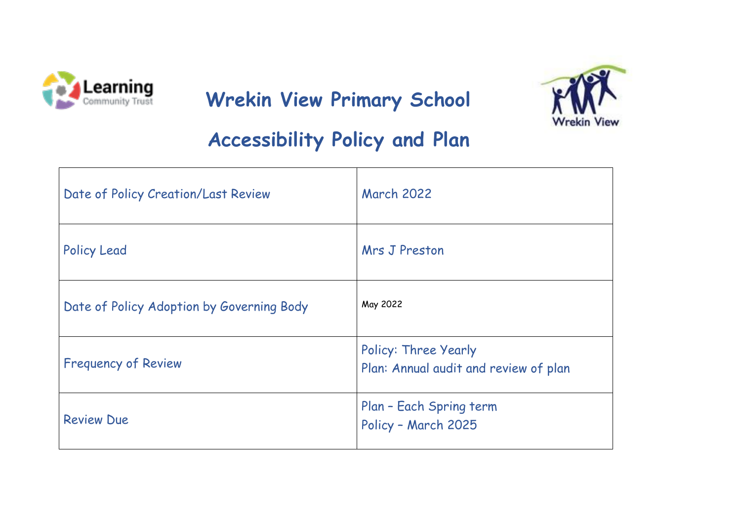# Wrekin View Primary School

# Accessibility Policy and Plan

| | |
|---|---|
| Date of Policy Creation/Last Review | March 2022 |
| Policy Lead | Mrs J Preston |
| Date of Policy Adoption by Governing Body | May 2022 |
| Frequency of Review | Policy: Three Yearly<br>Plan: Annual audit and review of plan |
| Review Due | Plan – Each Spring term<br>Policy – March 2025 |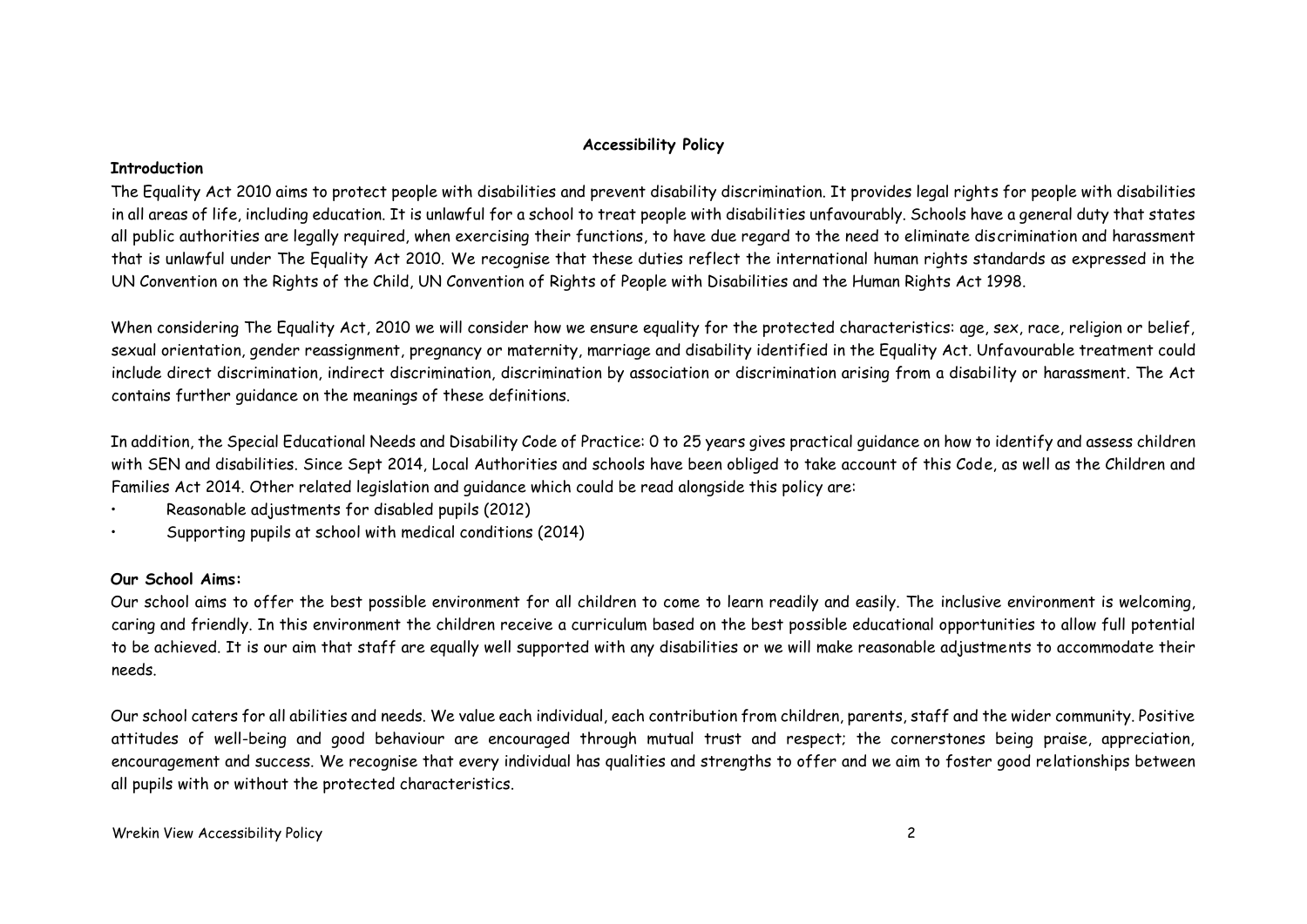# Accessibility Policy

**Introduction**

The Equality Act 2010 aims to protect people with disabilities and prevent disability discrimination. It provides legal rights for people with disabilities in all areas of life, including education. It is unlawful for a school to treat people with disabilities unfavourably. Schools have a general duty that states all public authorities are legally required, when exercising their functions, to have due regard to the need to eliminate discrimination and harassment that is unlawful under The Equality Act 2010. We recognise that these duties reflect the international human rights standards as expressed in the UN Convention on the Rights of the Child, UN Convention of Rights of People with Disabilities and the Human Rights Act 1998.

When considering The Equality Act, 2010 we will consider how we ensure equality for the protected characteristics: age, sex, race, religion or belief, sexual orientation, gender reassignment, pregnancy or maternity, marriage and disability identified in the Equality Act. Unfavourable treatment could include direct discrimination, indirect discrimination, discrimination by association or discrimination arising from a disability or harassment. The Act contains further guidance on the meanings of these definitions.

In addition, the Special Educational Needs and Disability Code of Practice: 0 to 25 years gives practical guidance on how to identify and assess children with SEN and disabilities. Since Sept 2014, Local Authorities and schools have been obliged to take account of this Code, as well as the Children and Families Act 2014. Other related legislation and guidance which could be read alongside this policy are:

- Reasonable adjustments for disabled pupils (2012)
- Supporting pupils at school with medical conditions (2014)

**Our School Aims:**

Our school aims to offer the best possible environment for all children to come to learn readily and easily. The inclusive environment is welcoming, caring and friendly. In this environment the children receive a curriculum based on the best possible educational opportunities to allow full potential to be achieved. It is our aim that staff are equally well supported with any disabilities or we will make reasonable adjustments to accommodate their needs.

Our school caters for all abilities and needs. We value each individual, each contribution from children, parents, staff and the wider community. Positive attitudes of well-being and good behaviour are encouraged through mutual trust and respect; the cornerstones being praise, appreciation, encouragement and success. We recognise that every individual has qualities and strengths to offer and we aim to foster good relationships between all pupils with or without the protected characteristics.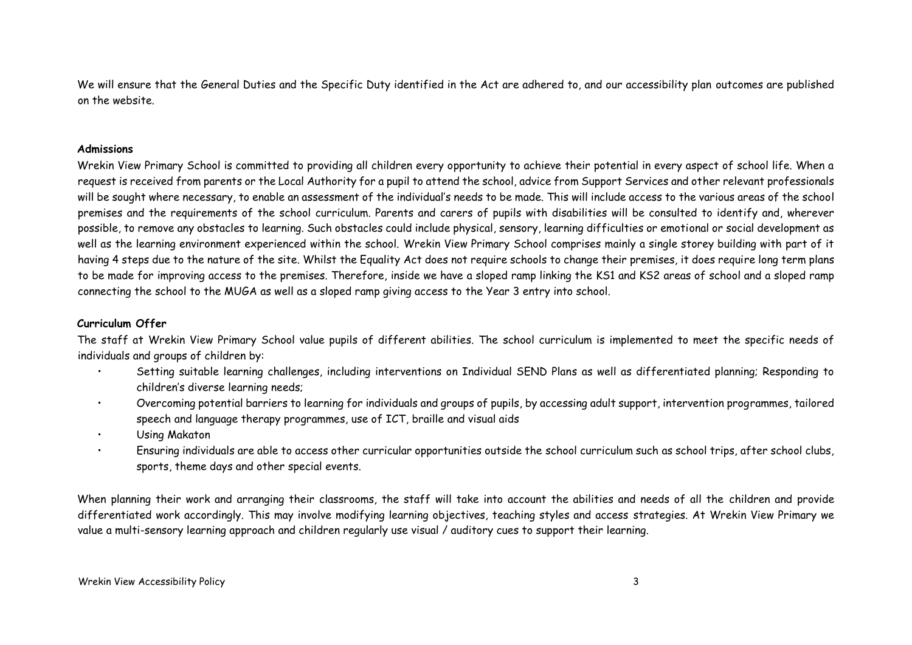We will ensure that the General Duties and the Specific Duty identified in the Act are adhered to, and our accessibility plan outcomes are published on the website.

**Admissions**

Wrekin View Primary School is committed to providing all children every opportunity to achieve their potential in every aspect of school life. When a request is received from parents or the Local Authority for a pupil to attend the school, advice from Support Services and other relevant professionals will be sought where necessary, to enable an assessment of the individual's needs to be made. This will include access to the various areas of the school premises and the requirements of the school curriculum. Parents and carers of pupils with disabilities will be consulted to identify and, wherever possible, to remove any obstacles to learning. Such obstacles could include physical, sensory, learning difficulties or emotional or social development as well as the learning environment experienced within the school. Wrekin View Primary School comprises mainly a single storey building with part of it having 4 steps due to the nature of the site. Whilst the Equality Act does not require schools to change their premises, it does require long term plans to be made for improving access to the premises. Therefore, inside we have a sloped ramp linking the KS1 and KS2 areas of school and a sloped ramp connecting the school to the MUGA as well as a sloped ramp giving access to the Year 3 entry into school.

**Curriculum Offer**

The staff at Wrekin View Primary School value pupils of different abilities. The school curriculum is implemented to meet the specific needs of individuals and groups of children by:

- Setting suitable learning challenges, including interventions on Individual SEND Plans as well as differentiated planning; Responding to children's diverse learning needs;
- Overcoming potential barriers to learning for individuals and groups of pupils, by accessing adult support, intervention programmes, tailored speech and language therapy programmes, use of ICT, braille and visual aids
- Using Makaton
- Ensuring individuals are able to access other curricular opportunities outside the school curriculum such as school trips, after school clubs, sports, theme days and other special events.

When planning their work and arranging their classrooms, the staff will take into account the abilities and needs of all the children and provide differentiated work accordingly. This may involve modifying learning objectives, teaching styles and access strategies. At Wrekin View Primary we value a multi-sensory learning approach and children regularly use visual / auditory cues to support their learning.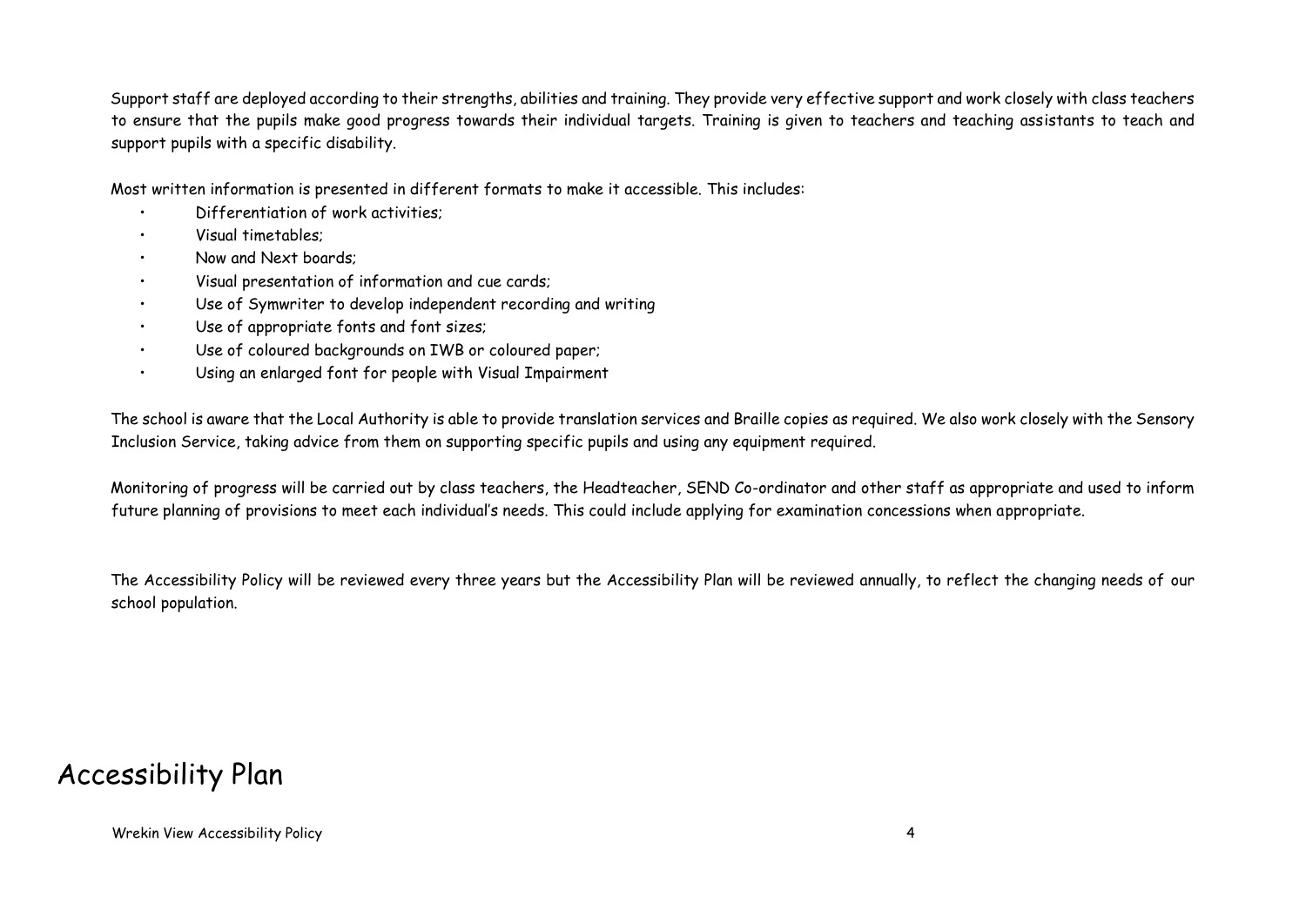Support staff are deployed according to their strengths, abilities and training. They provide very effective support and work closely with class teachers to ensure that the pupils make good progress towards their individual targets. Training is given to teachers and teaching assistants to teach and support pupils with a specific disability.

Most written information is presented in different formats to make it accessible. This includes:

- Differentiation of work activities;
- Visual timetables;
- Now and Next boards;
- Visual presentation of information and cue cards;
- Use of Symwriter to develop independent recording and writing
- Use of appropriate fonts and font sizes;
- Use of coloured backgrounds on IWB or coloured paper;
- Using an enlarged font for people with Visual Impairment

The school is aware that the Local Authority is able to provide translation services and Braille copies as required. We also work closely with the Sensory Inclusion Service, taking advice from them on supporting specific pupils and using any equipment required.

Monitoring of progress will be carried out by class teachers, the Headteacher, SEND Co-ordinator and other staff as appropriate and used to inform future planning of provisions to meet each individual's needs. This could include applying for examination concessions when appropriate.

The Accessibility Policy will be reviewed every three years but the Accessibility Plan will be reviewed annually, to reflect the changing needs of our school population.

# Accessibility Plan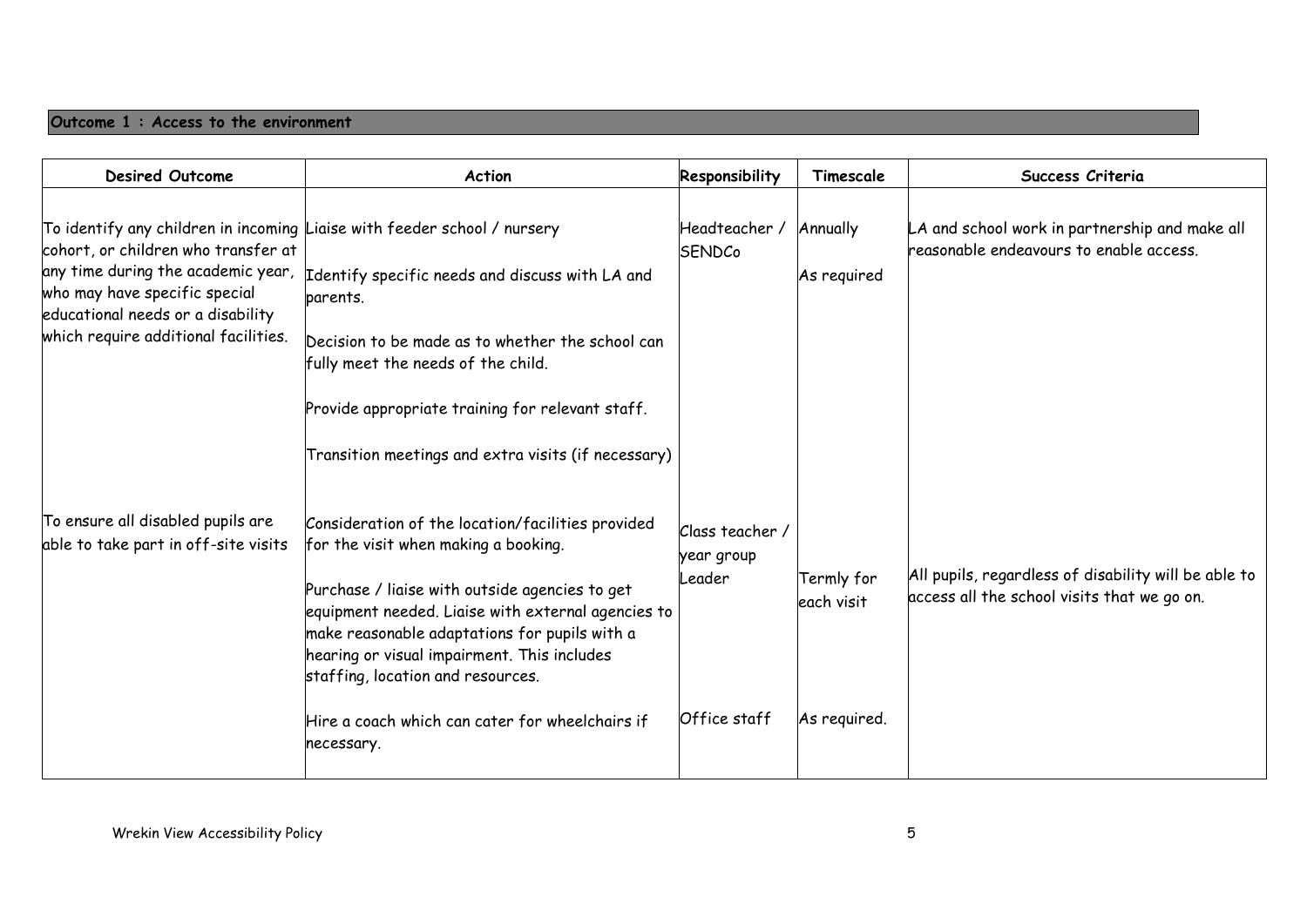**Outcome 1 : Access to the environment**

| Desired Outcome | Action | Responsibility | Timescale | Success Criteria |
|---|---|---|---|---|
| To identify any children in incoming cohort, or children who transfer at any time during the academic year, who may have specific special educational needs or a disability which require additional facilities. | Liaise with feeder school / nursery<br><br>Identify specific needs and discuss with LA and parents.<br><br>Decision to be made as to whether the school can fully meet the needs of the child.<br><br>Provide appropriate training for relevant staff.<br><br>Transition meetings and extra visits (if necessary) | Headteacher / SENDCo | Annually<br><br>As required | LA and school work in partnership and make all reasonable endeavours to enable access. |
| To ensure all disabled pupils are able to take part in off-site visits | Consideration of the location/facilities provided for the visit when making a booking.<br><br>Purchase / liaise with outside agencies to get equipment needed. Liaise with external agencies to make reasonable adaptations for pupils with a hearing or visual impairment. This includes staffing, location and resources.<br><br>Hire a coach which can cater for wheelchairs if necessary. | Class teacher / year group Leader<br><br>Office staff | Termly for each visit<br><br>As required. | All pupils, regardless of disability will be able to access all the school visits that we go on. |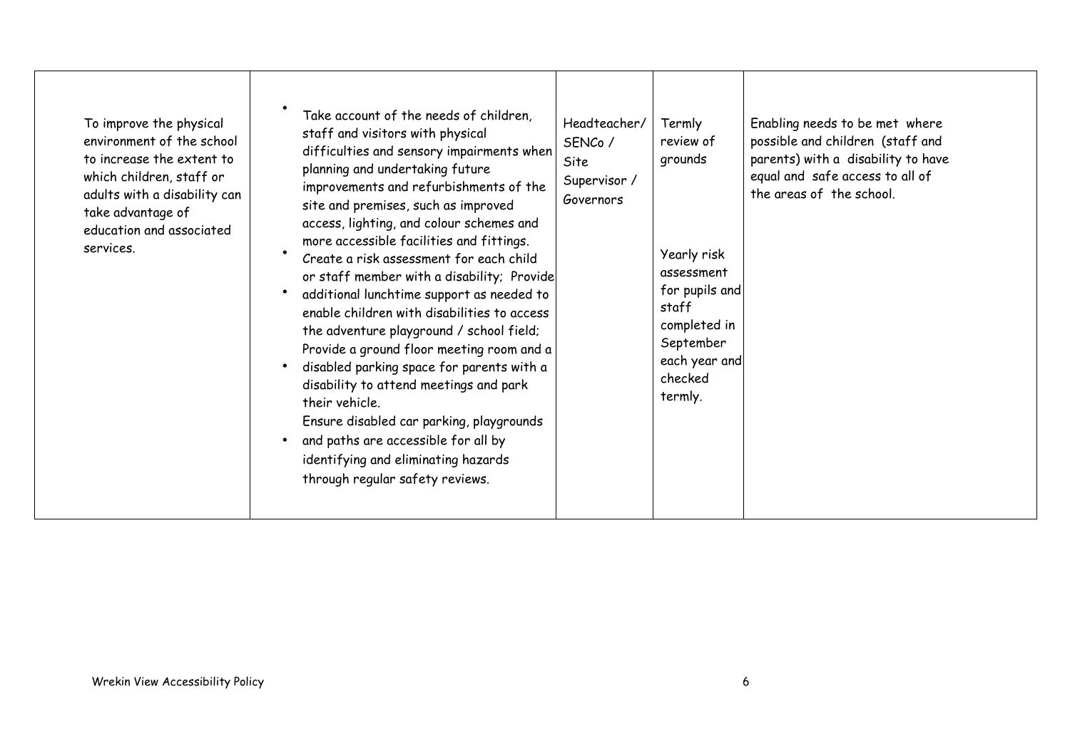| | | | | |
|---|---|---|---|---|
| To improve the physical environment of the school to increase the extent to which children, staff or adults with a disability can take advantage of education and associated services. | • Take account of the needs of children, staff and visitors with physical difficulties and sensory impairments when planning and undertaking future improvements and refurbishments of the site and premises, such as improved access, lighting, and colour schemes and more accessible facilities and fittings.<br>• Create a risk assessment for each child or staff member with a disability; Provide<br>• additional lunchtime support as needed to enable children with disabilities to access the adventure playground / school field; Provide a ground floor meeting room and a<br>• disabled parking space for parents with a disability to attend meetings and park their vehicle. Ensure disabled car parking, playgrounds<br>• and paths are accessible for all by identifying and eliminating hazards through regular safety reviews. | Headteacher/ SENCo / Site Supervisor / Governors | Termly review of grounds<br><br>Yearly risk assessment for pupils and staff completed in September each year and checked termly. | Enabling needs to be met where possible and children (staff and parents) with a disability to have equal and safe access to all of the areas of the school. |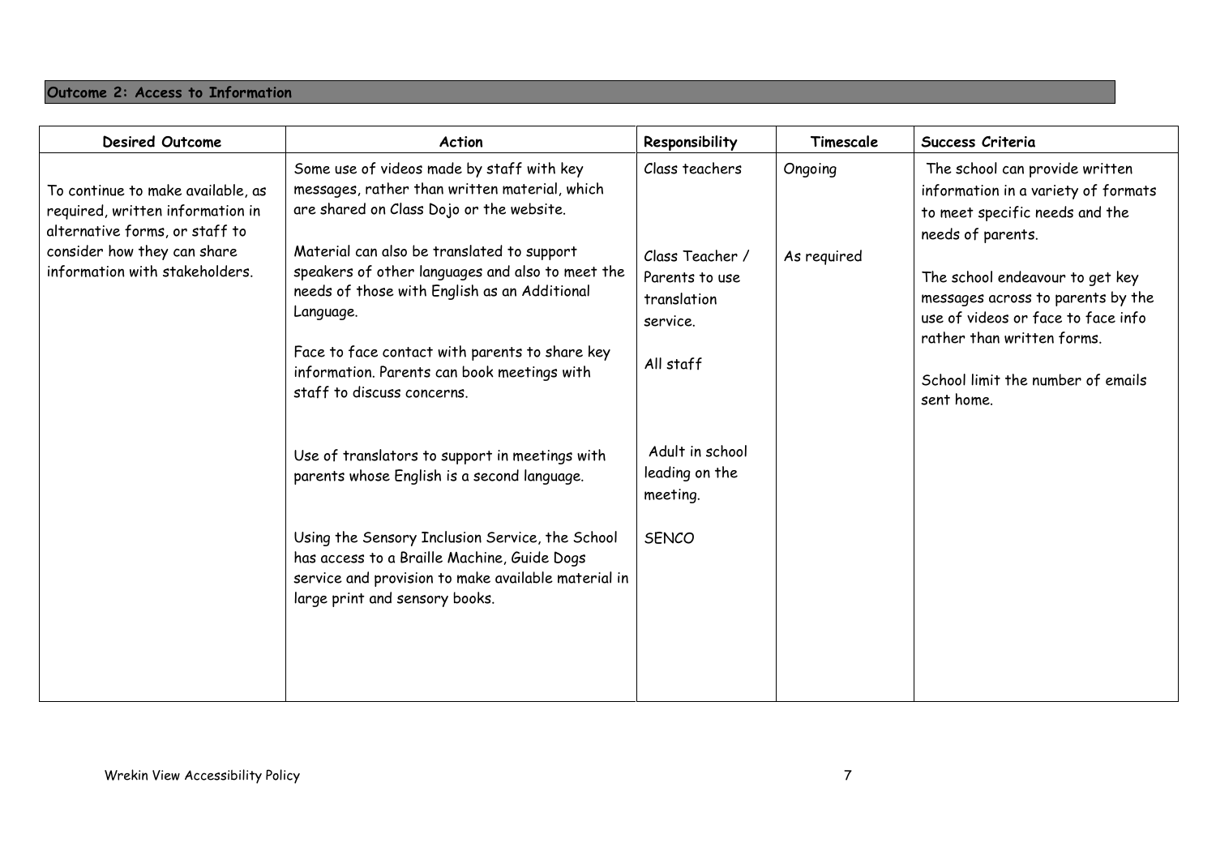**Outcome 2: Access to Information**

| Desired Outcome | Action | Responsibility | Timescale | Success Criteria |
|---|---|---|---|---|
| To continue to make available, as required, written information in alternative forms, or staff to consider how they can share information with stakeholders. | Some use of videos made by staff with key messages, rather than written material, which are shared on Class Dojo or the website.<br><br>Material can also be translated to support speakers of other languages and also to meet the needs of those with English as an Additional Language.<br><br>Face to face contact with parents to share key information. Parents can book meetings with staff to discuss concerns.<br><br>Use of translators to support in meetings with parents whose English is a second language.<br><br>Using the Sensory Inclusion Service, the School has access to a Braille Machine, Guide Dogs service and provision to make available material in large print and sensory books. | Class teachers<br><br>Class Teacher / Parents to use translation service.<br><br>All staff<br><br>Adult in school leading on the meeting.<br><br>SENCO | Ongoing<br><br>As required | The school can provide written information in a variety of formats to meet specific needs and the needs of parents.<br><br>The school endeavour to get key messages across to parents by the use of videos or face to face info rather than written forms.<br><br>School limit the number of emails sent home. |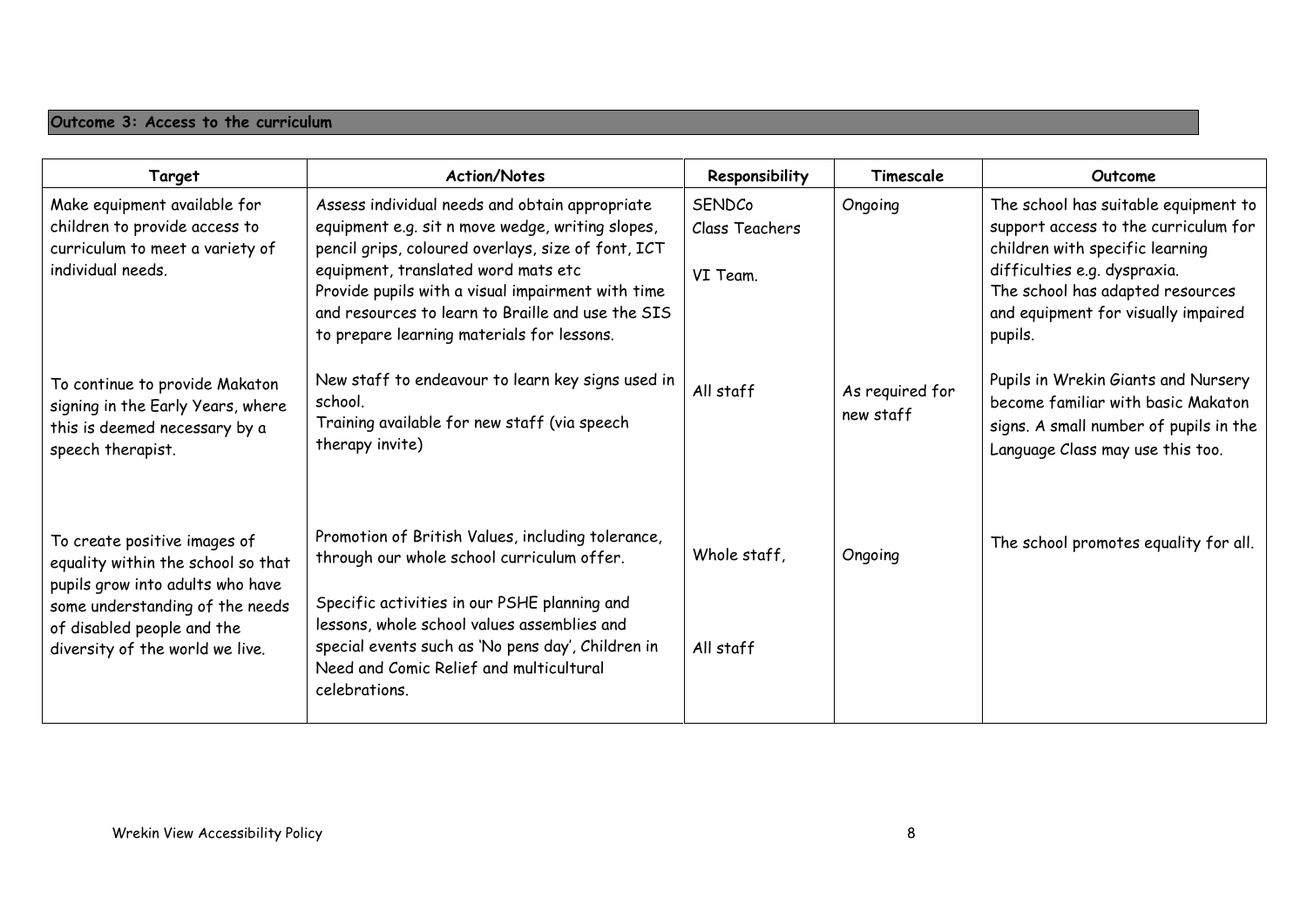**Outcome 3: Access to the curriculum**

| Target | Action/Notes | Responsibility | Timescale | Outcome |
|---|---|---|---|---|
| Make equipment available for children to provide access to curriculum to meet a variety of individual needs. | Assess individual needs and obtain appropriate equipment e.g. sit n move wedge, writing slopes, pencil grips, coloured overlays, size of font, ICT equipment, translated word mats etc<br>Provide pupils with a visual impairment with time and resources to learn to Braille and use the SIS to prepare learning materials for lessons. | SENDCo<br>Class Teachers<br><br>VI Team. | Ongoing | The school has suitable equipment to support access to the curriculum for children with specific learning difficulties e.g. dyspraxia.<br>The school has adapted resources and equipment for visually impaired pupils. |
| To continue to provide Makaton signing in the Early Years, where this is deemed necessary by a speech therapist. | New staff to endeavour to learn key signs used in school.<br>Training available for new staff (via speech therapy invite) | All staff | As required for new staff | Pupils in Wrekin Giants and Nursery become familiar with basic Makaton signs. A small number of pupils in the Language Class may use this too. |
| To create positive images of equality within the school so that pupils grow into adults who have some understanding of the needs of disabled people and the diversity of the world we live. | Promotion of British Values, including tolerance, through our whole school curriculum offer.<br><br>Specific activities in our PSHE planning and lessons, whole school values assemblies and special events such as 'No pens day', Children in Need and Comic Relief and multicultural celebrations. | Whole staff,<br><br>All staff | Ongoing | The school promotes equality for all. |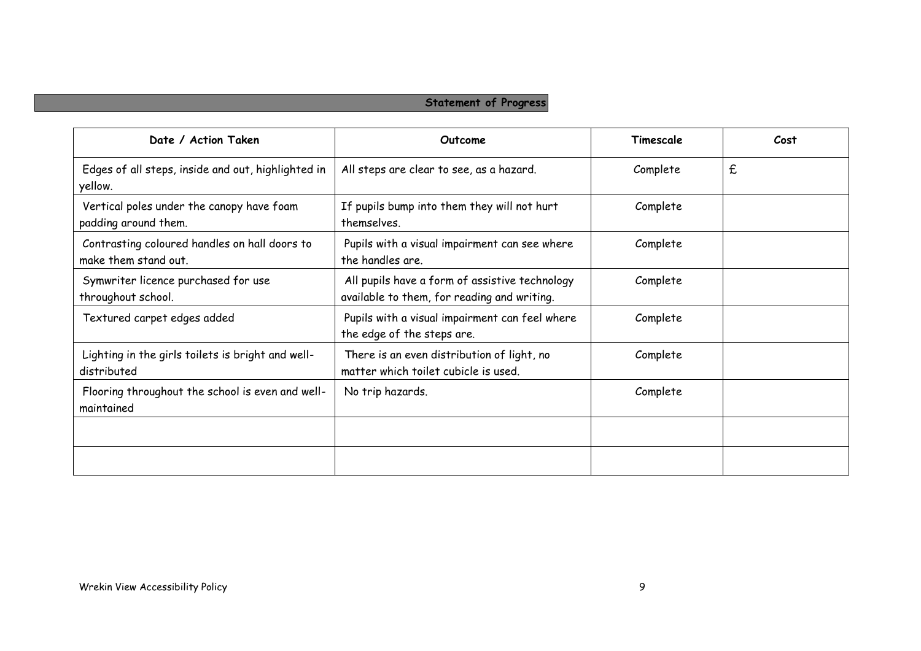**Statement of Progress**

| Date / Action Taken | Outcome | Timescale | Cost |
|---|---|---|---|
| Edges of all steps, inside and out, highlighted in yellow. | All steps are clear to see, as a hazard. | Complete | £ |
| Vertical poles under the canopy have foam padding around them. | If pupils bump into them they will not hurt themselves. | Complete | |
| Contrasting coloured handles on hall doors to make them stand out. | Pupils with a visual impairment can see where the handles are. | Complete | |
| Symwriter licence purchased for use throughout school. | All pupils have a form of assistive technology available to them, for reading and writing. | Complete | |
| Textured carpet edges added | Pupils with a visual impairment can feel where the edge of the steps are. | Complete | |
| Lighting in the girls toilets is bright and well-distributed | There is an even distribution of light, no matter which toilet cubicle is used. | Complete | |
| Flooring throughout the school is even and well-maintained | No trip hazards. | Complete | |
| | | | |
| | | | |